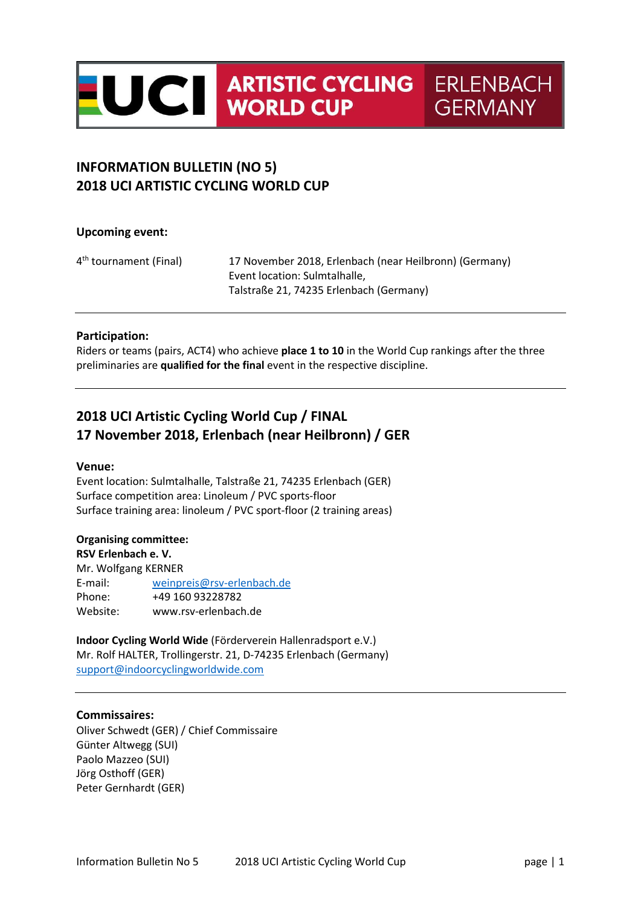UCI ARTISTIC CYCLING WORLD CUP ERLENBACH GERMANY

# INFORMATION BULLETIN (NO 5)
# 2018 UCI ARTISTIC CYCLING WORLD CUP

**Upcoming event:**

| | |
|---|---|
| 4th tournament (Final) | 17 November 2018, Erlenbach (near Heilbronn) (Germany)<br>Event location: Sulmtalhalle,<br>Talstraße 21, 74235 Erlenbach (Germany) |

---

**Participation:**
Riders or teams (pairs, ACT4) who achieve **place 1 to 10** in the World Cup rankings after the three preliminaries are **qualified for the final** event in the respective discipline.

---

## 2018 UCI Artistic Cycling World Cup / FINAL
## 17 November 2018, Erlenbach (near Heilbronn) / GER

**Venue:**
Event location: Sulmtalhalle, Talstraße 21, 74235 Erlenbach (GER)
Surface competition area: Linoleum / PVC sports-floor
Surface training area: linoleum / PVC sport-floor (2 training areas)

**Organising committee:**
**RSV Erlenbach e. V.**
Mr. Wolfgang KERNER
E-mail: weinpreis@rsv-erlenbach.de
Phone: +49 160 93228782
Website: www.rsv-erlenbach.de

**Indoor Cycling World Wide** (Förderverein Hallenradsport e.V.)
Mr. Rolf HALTER, Trollingerstr. 21, D-74235 Erlenbach (Germany)
support@indoorcyclingworldwide.com

---

**Commissaires:**
Oliver Schwedt (GER) / Chief Commissaire
Günter Altwegg (SUI)
Paolo Mazzeo (SUI)
Jörg Osthoff (GER)
Peter Gernhardt (GER)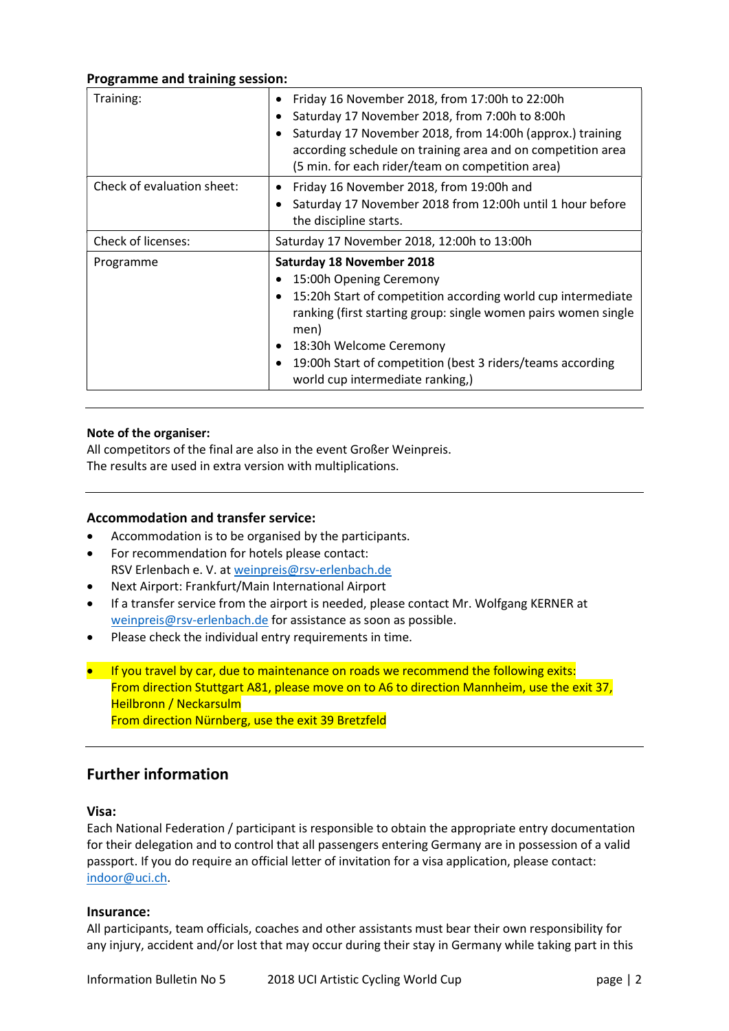**Programme and training session:**

| Training: | • Friday 16 November 2018, from 17:00h to 22:00h<br>• Saturday 17 November 2018, from 7:00h to 8:00h<br>• Saturday 17 November 2018, from 14:00h (approx.) training according schedule on training area and on competition area (5 min. for each rider/team on competition area) |
|---|---|
| Check of evaluation sheet: | • Friday 16 November 2018, from 19:00h and<br>• Saturday 17 November 2018 from 12:00h until 1 hour before the discipline starts. |
| Check of licenses: | Saturday 17 November 2018, 12:00h to 13:00h |
| Programme | **Saturday 18 November 2018**<br>• 15:00h Opening Ceremony<br>• 15:20h Start of competition according world cup intermediate ranking (first starting group: single women pairs women single men)<br>• 18:30h Welcome Ceremony<br>• 19:00h Start of competition (best 3 riders/teams according world cup intermediate ranking,) |

---

**Note of the organiser:**
All competitors of the final are also in the event Großer Weinpreis.
The results are used in extra version with multiplications.

---

**Accommodation and transfer service:**

- Accommodation is to be organised by the participants.
- For recommendation for hotels please contact:
  RSV Erlenbach e. V. at weinpreis@rsv-erlenbach.de
- Next Airport: Frankfurt/Main International Airport
- If a transfer service from the airport is needed, please contact Mr. Wolfgang KERNER at weinpreis@rsv-erlenbach.de for assistance as soon as possible.
- Please check the individual entry requirements in time.

- If you travel by car, due to maintenance on roads we recommend the following exits:
  From direction Stuttgart A81, please move on to A6 to direction Mannheim, use the exit 37, Heilbronn / Neckarsulm
  From direction Nürnberg, use the exit 39 Bretzfeld

---

## Further information

**Visa:**
Each National Federation / participant is responsible to obtain the appropriate entry documentation for their delegation and to control that all passengers entering Germany are in possession of a valid passport. If you do require an official letter of invitation for a visa application, please contact: indoor@uci.ch.

**Insurance:**
All participants, team officials, coaches and other assistants must bear their own responsibility for any injury, accident and/or lost that may occur during their stay in Germany while taking part in this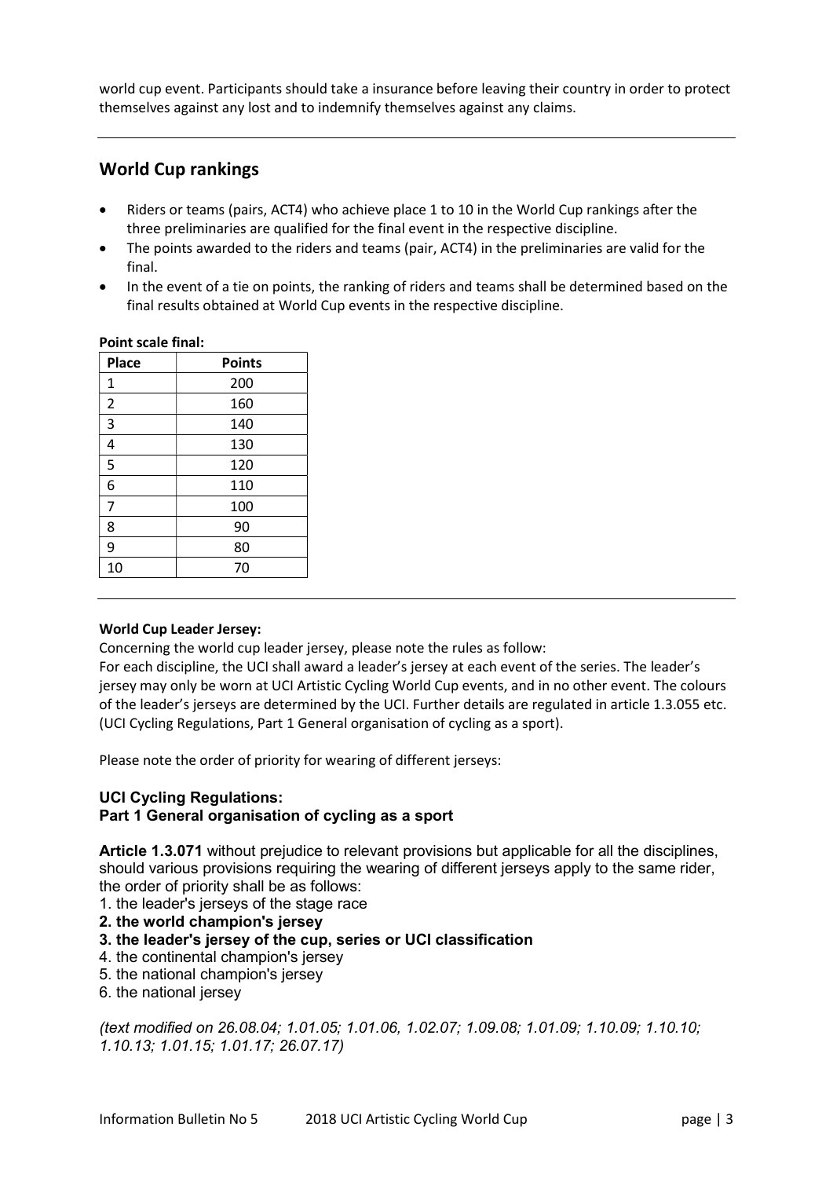world cup event. Participants should take a insurance before leaving their country in order to protect themselves against any lost and to indemnify themselves against any claims.

## World Cup rankings

- Riders or teams (pairs, ACT4) who achieve place 1 to 10 in the World Cup rankings after the three preliminaries are qualified for the final event in the respective discipline.
- The points awarded to the riders and teams (pair, ACT4) in the preliminaries are valid for the final.
- In the event of a tie on points, the ranking of riders and teams shall be determined based on the final results obtained at World Cup events in the respective discipline.

**Point scale final:**

| Place | Points |
|---|---|
| 1 | 200 |
| 2 | 160 |
| 3 | 140 |
| 4 | 130 |
| 5 | 120 |
| 6 | 110 |
| 7 | 100 |
| 8 | 90 |
| 9 | 80 |
| 10 | 70 |

**World Cup Leader Jersey:**

Concerning the world cup leader jersey, please note the rules as follow:
For each discipline, the UCI shall award a leader's jersey at each event of the series. The leader's jersey may only be worn at UCI Artistic Cycling World Cup events, and in no other event. The colours of the leader's jerseys are determined by the UCI. Further details are regulated in article 1.3.055 etc. (UCI Cycling Regulations, Part 1 General organisation of cycling as a sport).

Please note the order of priority for wearing of different jerseys:

**UCI Cycling Regulations:**
**Part 1 General organisation of cycling as a sport**

**Article 1.3.071** without prejudice to relevant provisions but applicable for all the disciplines, should various provisions requiring the wearing of different jerseys apply to the same rider, the order of priority shall be as follows:

1. the leader's jerseys of the stage race
2. **the world champion's jersey**
3. **the leader's jersey of the cup, series or UCI classification**
4. the continental champion's jersey
5. the national champion's jersey
6. the national jersey

*(text modified on 26.08.04; 1.01.05; 1.01.06, 1.02.07; 1.09.08; 1.01.09; 1.10.09; 1.10.10; 1.10.13; 1.01.15; 1.01.17; 26.07.17)*